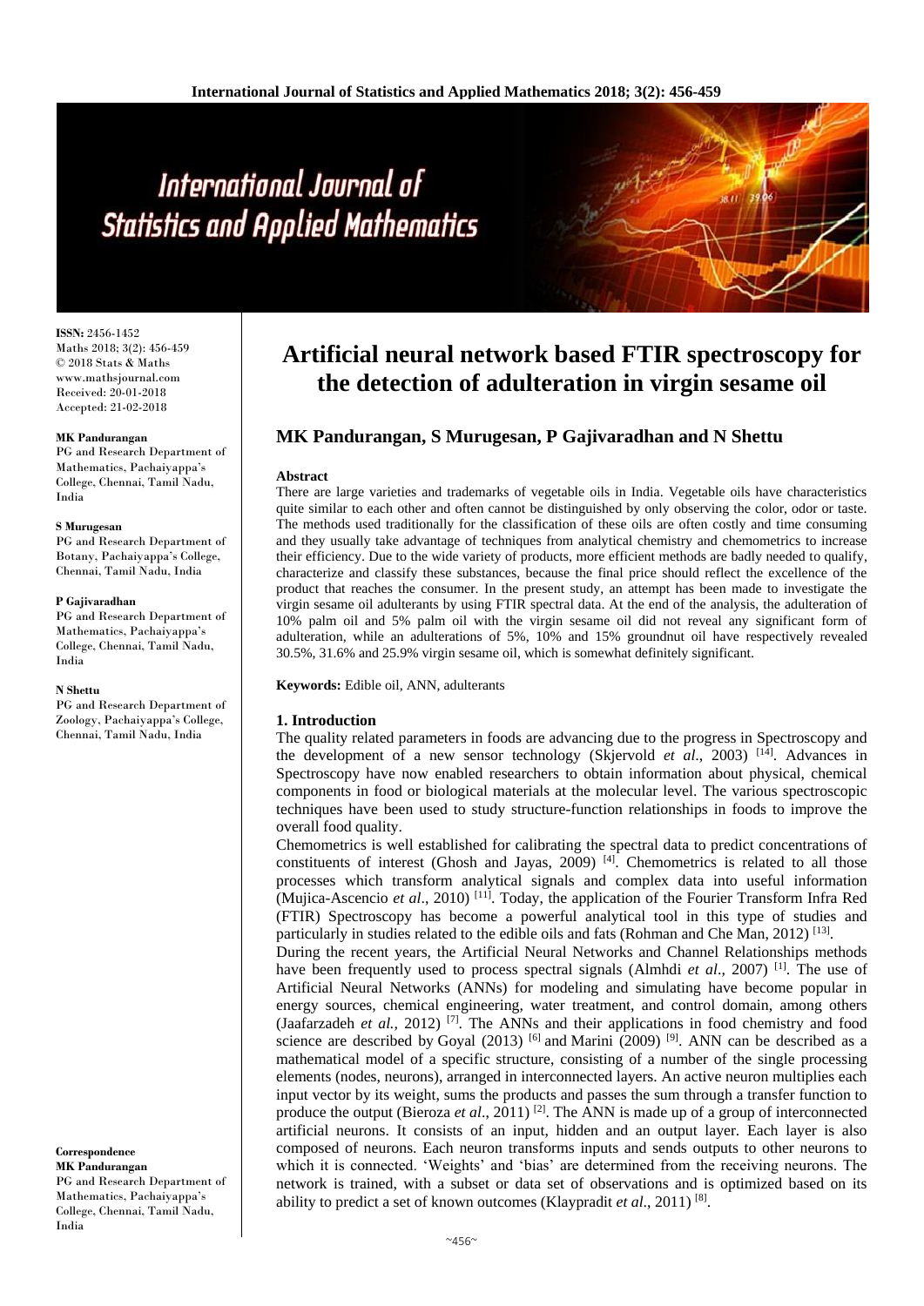# Artificial neural network based FTIR spectroscopy for the detection of adulteration in virgin sesame oil

**MK Pandurangan, S Murugesan, P Gajivaradhan and N Shettu**

**ISSN:** 2456-1452
Maths 2018; 3(2): 456-459
© 2018 Stats & Maths
www.mathsjournal.com
Received: 20-01-2018
Accepted: 21-02-2018

**MK Pandurangan**
PG and Research Department of Mathematics, Pachaiyappa's College, Chennai, Tamil Nadu, India

**S Murugesan**
PG and Research Department of Botany, Pachaiyappa's College, Chennai, Tamil Nadu, India

**P Gajivaradhan**
PG and Research Department of Mathematics, Pachaiyappa's College, Chennai, Tamil Nadu, India

**N Shettu**
PG and Research Department of Zoology, Pachaiyappa's College, Chennai, Tamil Nadu, India

**Correspondence**
**MK Pandurangan**
PG and Research Department of Mathematics, Pachaiyappa's College, Chennai, Tamil Nadu, India

**Abstract**

There are large varieties and trademarks of vegetable oils in India. Vegetable oils have characteristics quite similar to each other and often cannot be distinguished by only observing the color, odor or taste. The methods used traditionally for the classification of these oils are often costly and time consuming and they usually take advantage of techniques from analytical chemistry and chemometrics to increase their efficiency. Due to the wide variety of products, more efficient methods are badly needed to qualify, characterize and classify these substances, because the final price should reflect the excellence of the product that reaches the consumer. In the present study, an attempt has been made to investigate the virgin sesame oil adulterants by using FTIR spectral data. At the end of the analysis, the adulteration of 10% palm oil and 5% palm oil with the virgin sesame oil did not reveal any significant form of adulteration, while an adulterations of 5%, 10% and 15% groundnut oil have respectively revealed 30.5%, 31.6% and 25.9% virgin sesame oil, which is somewhat definitely significant.

**Keywords:** Edible oil, ANN, adulterants

## 1. Introduction

The quality related parameters in foods are advancing due to the progress in Spectroscopy and the development of a new sensor technology (Skjervold *et al*., 2003) [14]. Advances in Spectroscopy have now enabled researchers to obtain information about physical, chemical components in food or biological materials at the molecular level. The various spectroscopic techniques have been used to study structure-function relationships in foods to improve the overall food quality.

Chemometrics is well established for calibrating the spectral data to predict concentrations of constituents of interest (Ghosh and Jayas, 2009) [4]. Chemometrics is related to all those processes which transform analytical signals and complex data into useful information (Mujica-Ascencio *et al*., 2010) [11]. Today, the application of the Fourier Transform Infra Red (FTIR) Spectroscopy has become a powerful analytical tool in this type of studies and particularly in studies related to the edible oils and fats (Rohman and Che Man, 2012) [13].

During the recent years, the Artificial Neural Networks and Channel Relationships methods have been frequently used to process spectral signals (Almhdi *et al*., 2007) [1]. The use of Artificial Neural Networks (ANNs) for modeling and simulating have become popular in energy sources, chemical engineering, water treatment, and control domain, among others (Jaafarzadeh *et al.,* 2012) [7]. The ANNs and their applications in food chemistry and food science are described by Goyal (2013) [6] and Marini (2009) [9]. ANN can be described as a mathematical model of a specific structure, consisting of a number of the single processing elements (nodes, neurons), arranged in interconnected layers. An active neuron multiplies each input vector by its weight, sums the products and passes the sum through a transfer function to produce the output (Bieroza *et al*., 2011) [2]. The ANN is made up of a group of interconnected artificial neurons. It consists of an input, hidden and an output layer. Each layer is also composed of neurons. Each neuron transforms inputs and sends outputs to other neurons to which it is connected. 'Weights' and 'bias' are determined from the receiving neurons. The network is trained, with a subset or data set of observations and is optimized based on its ability to predict a set of known outcomes (Klaypradit *et al*., 2011) [8].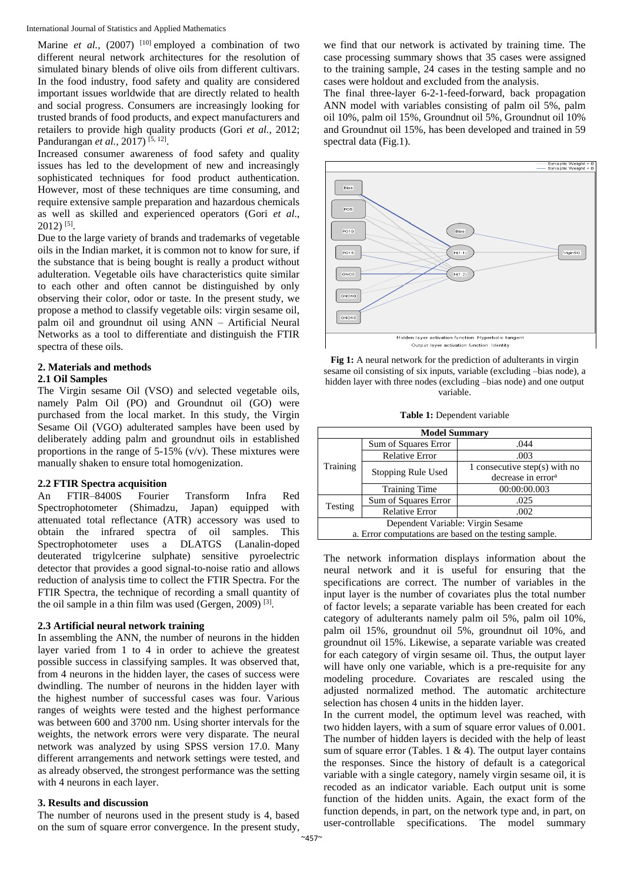Marine *et al.*, (2007) [10] employed a combination of two different neural network architectures for the resolution of simulated binary blends of olive oils from different cultivars. In the food industry, food safety and quality are considered important issues worldwide that are directly related to health and social progress. Consumers are increasingly looking for trusted brands of food products, and expect manufacturers and retailers to provide high quality products (Gori *et al.,* 2012; Pandurangan *et al.,* 2017) [5, 12].

Increased consumer awareness of food safety and quality issues has led to the development of new and increasingly sophisticated techniques for food product authentication. However, most of these techniques are time consuming, and require extensive sample preparation and hazardous chemicals as well as skilled and experienced operators (Gori *et al*., 2012) [5].

Due to the large variety of brands and trademarks of vegetable oils in the Indian market, it is common not to know for sure, if the substance that is being bought is really a product without adulteration. Vegetable oils have characteristics quite similar to each other and often cannot be distinguished by only observing their color, odor or taste. In the present study, we propose a method to classify vegetable oils: virgin sesame oil, palm oil and groundnut oil using ANN – Artificial Neural Networks as a tool to differentiate and distinguish the FTIR spectra of these oils.

## 2. Materials and methods

### 2.1 Oil Samples

The Virgin sesame Oil (VSO) and selected vegetable oils, namely Palm Oil (PO) and Groundnut oil (GO) were purchased from the local market. In this study, the Virgin Sesame Oil (VGO) adulterated samples have been used by deliberately adding palm and groundnut oils in established proportions in the range of 5-15% (v/v). These mixtures were manually shaken to ensure total homogenization.

### 2.2 FTIR Spectra acquisition

An FTIR–8400S Fourier Transform Infra Red Spectrophotometer (Shimadzu, Japan) equipped with attenuated total reflectance (ATR) accessory was used to obtain the infrared spectra of oil samples. This Spectrophotometer uses a DLATGS (Lanalin-doped deuterated trigylcerine sulphate) sensitive pyroelectric detector that provides a good signal-to-noise ratio and allows reduction of analysis time to collect the FTIR Spectra. For the FTIR Spectra, the technique of recording a small quantity of the oil sample in a thin film was used (Gergen, 2009) [3].

### 2.3 Artificial neural network training

In assembling the ANN, the number of neurons in the hidden layer varied from 1 to 4 in order to achieve the greatest possible success in classifying samples. It was observed that, from 4 neurons in the hidden layer, the cases of success were dwindling. The number of neurons in the hidden layer with the highest number of successful cases was four. Various ranges of weights were tested and the highest performance was between 600 and 3700 nm. Using shorter intervals for the weights, the network errors were very disparate. The neural network was analyzed by using SPSS version 17.0. Many different arrangements and network settings were tested, and as already observed, the strongest performance was the setting with 4 neurons in each layer.

## 3. Results and discussion

The number of neurons used in the present study is 4, based on the sum of square error convergence. In the present study, we find that our network is activated by training time. The case processing summary shows that 35 cases were assigned to the training sample, 24 cases in the testing sample and no cases were holdout and excluded from the analysis.

The final three-layer 6-2-1-feed-forward, back propagation ANN model with variables consisting of palm oil 5%, palm oil 10%, palm oil 15%, Groundnut oil 5%, Groundnut oil 10% and Groundnut oil 15%, has been developed and trained in 59 spectral data (Fig.1).

**Fig 1:** A neural network for the prediction of adulterants in virgin sesame oil consisting of six inputs, variable (excluding –bias node), a hidden layer with three nodes (excluding –bias node) and one output variable.

**Table 1:** Dependent variable

| Model Summary | | |
|---|---|---|
| Training | Sum of Squares Error | .044 |
| | Relative Error | .003 |
| | Stopping Rule Used | 1 consecutive step(s) with no decrease in error[a] |
| | Training Time | 00:00:00.003 |
| Testing | Sum of Squares Error | .025 |
| | Relative Error | .002 |
| Dependent Variable: Virgin Sesame | | |
| a. Error computations are based on the testing sample. | | |

The network information displays information about the neural network and it is useful for ensuring that the specifications are correct. The number of variables in the input layer is the number of covariates plus the total number of factor levels; a separate variable has been created for each category of adulterants namely palm oil 5%, palm oil 10%, palm oil 15%, groundnut oil 5%, groundnut oil 10%, and groundnut oil 15%. Likewise, a separate variable was created for each category of virgin sesame oil. Thus, the output layer will have only one variable, which is a pre-requisite for any modeling procedure. Covariates are rescaled using the adjusted normalized method. The automatic architecture selection has chosen 4 units in the hidden layer.

In the current model, the optimum level was reached, with two hidden layers, with a sum of square error values of 0.001. The number of hidden layers is decided with the help of least sum of square error (Tables. 1 & 4). The output layer contains the responses. Since the history of default is a categorical variable with a single category, namely virgin sesame oil, it is recoded as an indicator variable. Each output unit is some function of the hidden units. Again, the exact form of the function depends, in part, on the network type and, in part, on user-controllable specifications. The model summary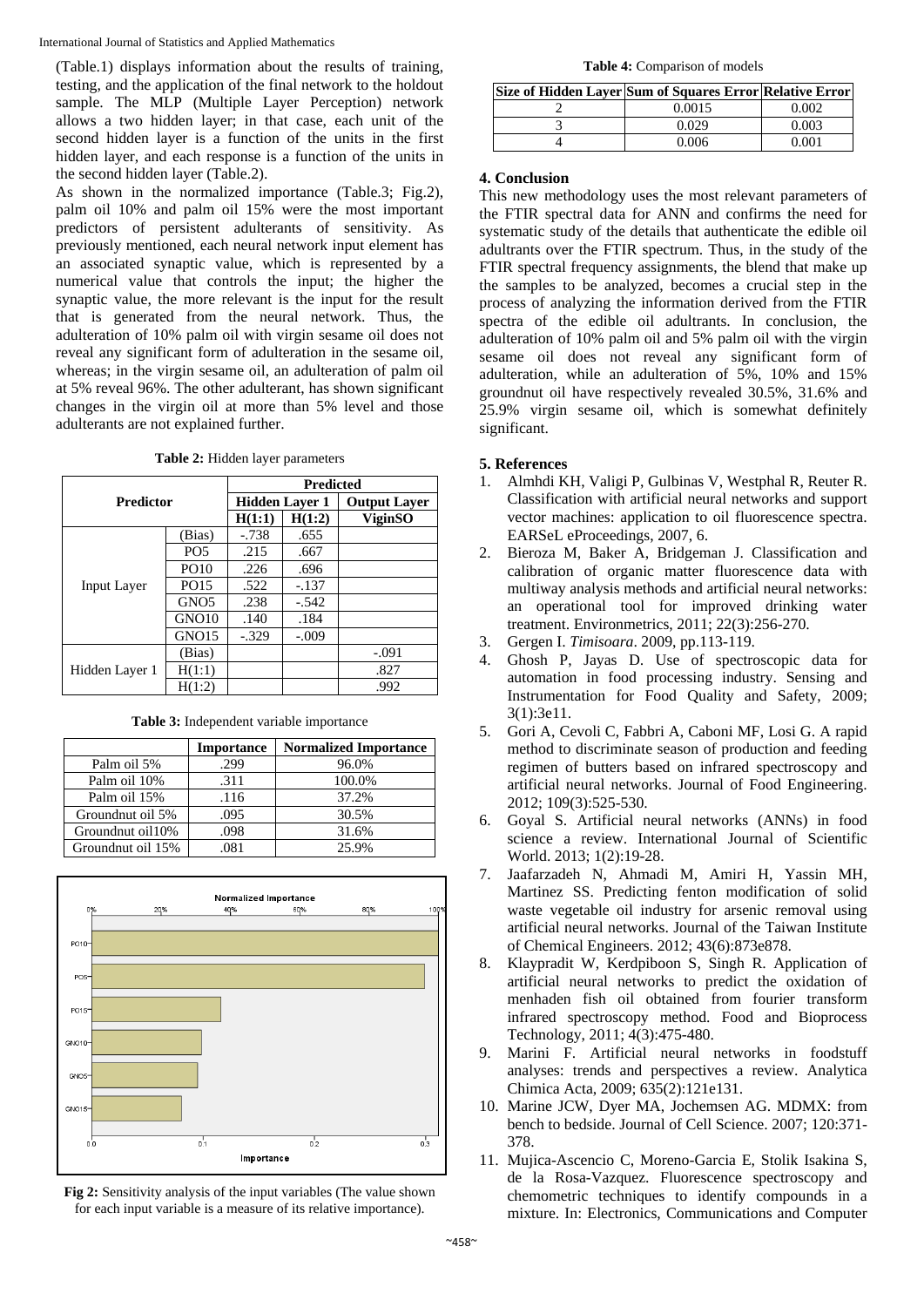(Table.1) displays information about the results of training, testing, and the application of the final network to the holdout sample. The MLP (Multiple Layer Perception) network allows a two hidden layer; in that case, each unit of the second hidden layer is a function of the units in the first hidden layer, and each response is a function of the units in the second hidden layer (Table.2).

As shown in the normalized importance (Table.3; Fig.2), palm oil 10% and palm oil 15% were the most important predictors of persistent adulterants of sensitivity. As previously mentioned, each neural network input element has an associated synaptic value, which is represented by a numerical value that controls the input; the higher the synaptic value, the more relevant is the input for the result that is generated from the neural network. Thus, the adulteration of 10% palm oil with virgin sesame oil does not reveal any significant form of adulteration in the sesame oil, whereas; in the virgin sesame oil, an adulteration of palm oil at 5% reveal 96%. The other adulterant, has shown significant changes in the virgin oil at more than 5% level and those adulterants are not explained further.

**Table 2:** Hidden layer parameters

| Predictor | | Predicted | | |
|---|---|---|---|---|
| | | Hidden Layer 1 | | Output Layer |
| | | H(1:1) | H(1:2) | ViginSO |
| Input Layer | (Bias) | -.738 | .655 | |
| | PO5 | .215 | .667 | |
| | PO10 | .226 | .696 | |
| | PO15 | .522 | -.137 | |
| | GNO5 | .238 | -.542 | |
| | GNO10 | .140 | .184 | |
| | GNO15 | -.329 | -.009 | |
| Hidden Layer 1 | (Bias) | | | -.091 |
| | H(1:1) | | | .827 |
| | H(1:2) | | | .992 |

**Table 3:** Independent variable importance

| | Importance | Normalized Importance |
|---|---|---|
| Palm oil 5% | .299 | 96.0% |
| Palm oil 10% | .311 | 100.0% |
| Palm oil 15% | .116 | 37.2% |
| Groundnut oil 5% | .095 | 30.5% |
| Groundnut oil10% | .098 | 31.6% |
| Groundnut oil 15% | .081 | 25.9% |

**Fig 2:** Sensitivity analysis of the input variables (The value shown for each input variable is a measure of its relative importance).

**Table 4:** Comparison of models

| Size of Hidden Layer | Sum of Squares Error | Relative Error |
|---|---|---|
| 2 | 0.0015 | 0.002 |
| 3 | 0.029 | 0.003 |
| 4 | 0.006 | 0.001 |

## 4. Conclusion

This new methodology uses the most relevant parameters of the FTIR spectral data for ANN and confirms the need for systematic study of the details that authenticate the edible oil adultrants over the FTIR spectrum. Thus, in the study of the FTIR spectral frequency assignments, the blend that make up the samples to be analyzed, becomes a crucial step in the process of analyzing the information derived from the FTIR spectra of the edible oil adultrants. In conclusion, the adulteration of 10% palm oil and 5% palm oil with the virgin sesame oil does not reveal any significant form of adulteration, while an adulteration of 5%, 10% and 15% groundnut oil have respectively revealed 30.5%, 31.6% and 25.9% virgin sesame oil, which is somewhat definitely significant.

## 5. References

1. Almhdi KH, Valigi P, Gulbinas V, Westphal R, Reuter R. Classification with artificial neural networks and support vector machines: application to oil fluorescence spectra. EARSeL eProceedings, 2007, 6.
2. Bieroza M, Baker A, Bridgeman J. Classification and calibration of organic matter fluorescence data with multiway analysis methods and artificial neural networks: an operational tool for improved drinking water treatment. Environmetrics, 2011; 22(3):256-270.
3. Gergen I. *Timisoara*. 2009, pp.113-119.
4. Ghosh P, Jayas D. Use of spectroscopic data for automation in food processing industry. Sensing and Instrumentation for Food Quality and Safety, 2009; 3(1):3e11.
5. Gori A, Cevoli C, Fabbri A, Caboni MF, Losi G. A rapid method to discriminate season of production and feeding regimen of butters based on infrared spectroscopy and artificial neural networks. Journal of Food Engineering. 2012; 109(3):525-530.
6. Goyal S. Artificial neural networks (ANNs) in food science a review. International Journal of Scientific World. 2013; 1(2):19-28.
7. Jaafarzadeh N, Ahmadi M, Amiri H, Yassin MH, Martinez SS. Predicting fenton modification of solid waste vegetable oil industry for arsenic removal using artificial neural networks. Journal of the Taiwan Institute of Chemical Engineers. 2012; 43(6):873e878.
8. Klaypradit W, Kerdpiboon S, Singh R. Application of artificial neural networks to predict the oxidation of menhaden fish oil obtained from fourier transform infrared spectroscopy method. Food and Bioprocess Technology, 2011; 4(3):475-480.
9. Marini F. Artificial neural networks in foodstuff analyses: trends and perspectives a review. Analytica Chimica Acta, 2009; 635(2):121e131.
10. Marine JCW, Dyer MA, Jochemsen AG. MDMX: from bench to bedside. Journal of Cell Science. 2007; 120:371-378.
11. Mujica-Ascencio C, Moreno-Garcia E, Stolik Isakina S, de la Rosa-Vazquez. Fluorescence spectroscopy and chemometric techniques to identify compounds in a mixture. In: Electronics, Communications and Computer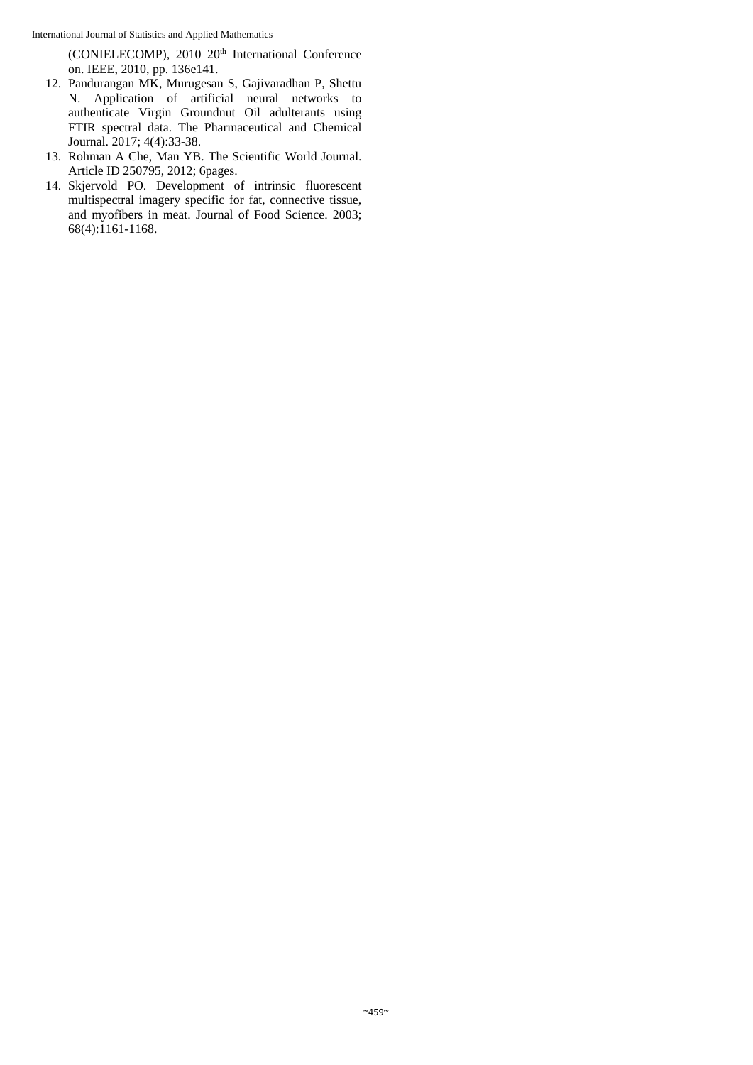(CONIELECOMP), 2010 20th International Conference on. IEEE, 2010, pp. 136e141.

12. Pandurangan MK, Murugesan S, Gajivaradhan P, Shettu N. Application of artificial neural networks to authenticate Virgin Groundnut Oil adulterants using FTIR spectral data. The Pharmaceutical and Chemical Journal. 2017; 4(4):33-38.
13. Rohman A Che, Man YB. The Scientific World Journal. Article ID 250795, 2012; 6pages.
14. Skjervold PO. Development of intrinsic fluorescent multispectral imagery specific for fat, connective tissue, and myofibers in meat. Journal of Food Science. 2003; 68(4):1161-1168.